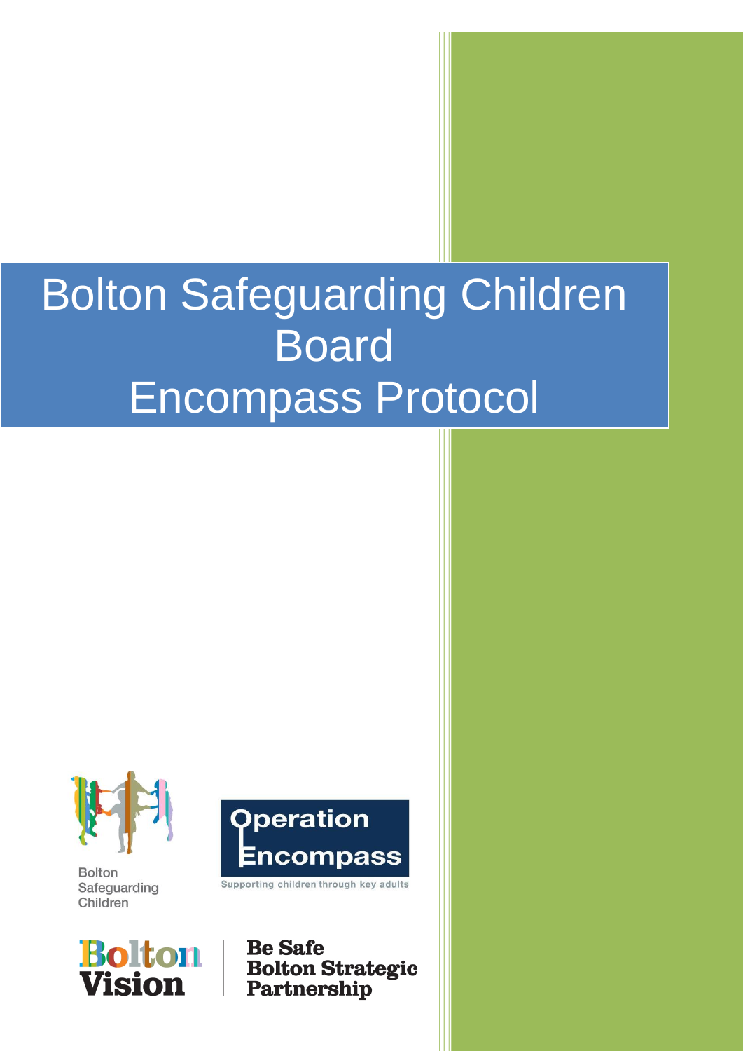# Bolton Safeguarding Children Board Encompass Protocol

Bolton Safeguarding Children

Operation Encompass

Supporting children through key adults

Bolton Vision

Be Safe Bolton Strategic Partnership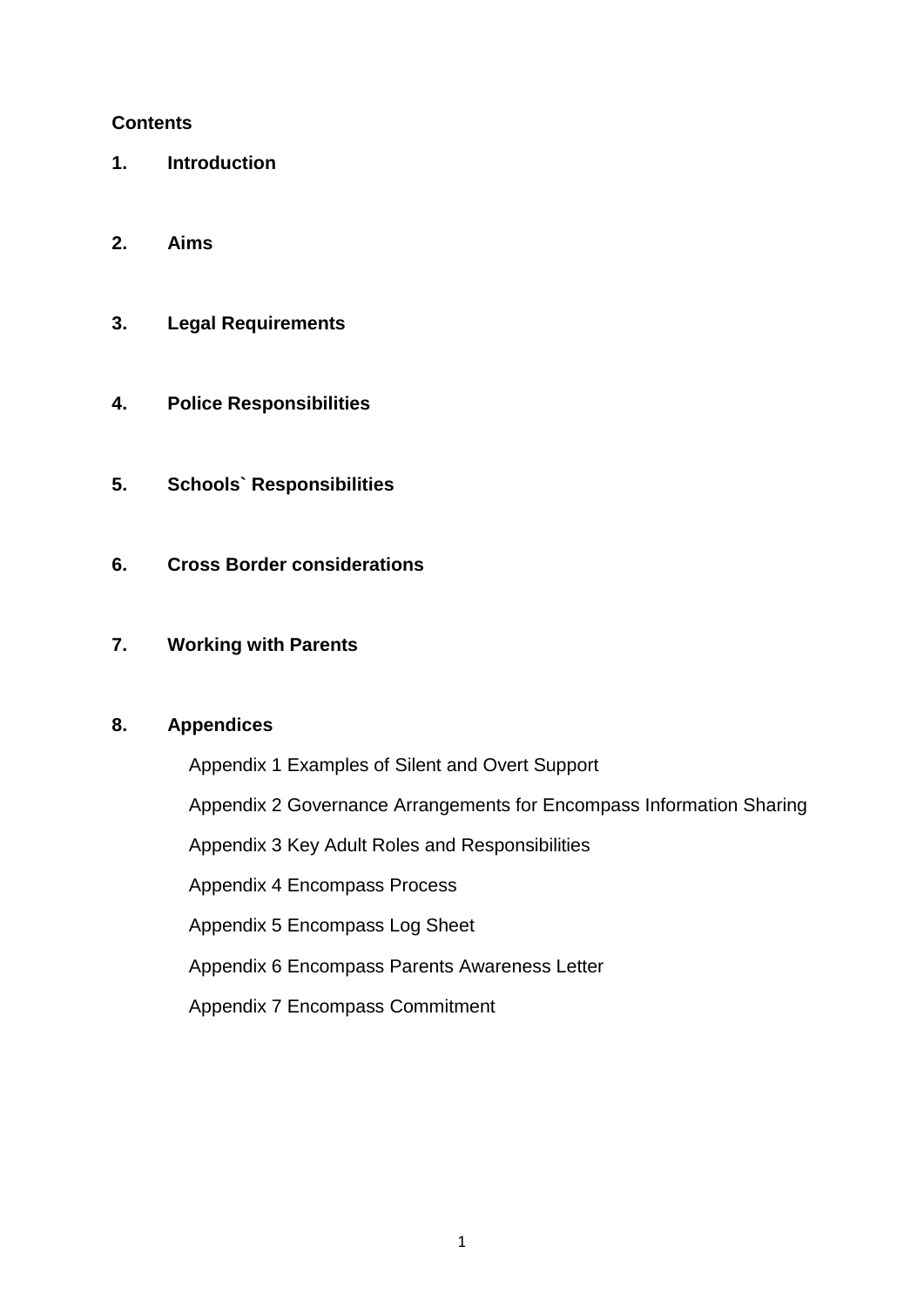**Contents**

1. **Introduction**

2. **Aims**

3. **Legal Requirements**

4. **Police Responsibilities**

5. **Schools` Responsibilities**

6. **Cross Border considerations**

7. **Working with Parents**

8. **Appendices**

   Appendix 1 Examples of Silent and Overt Support

   Appendix 2 Governance Arrangements for Encompass Information Sharing

   Appendix 3 Key Adult Roles and Responsibilities

   Appendix 4 Encompass Process

   Appendix 5 Encompass Log Sheet

   Appendix 6 Encompass Parents Awareness Letter

   Appendix 7 Encompass Commitment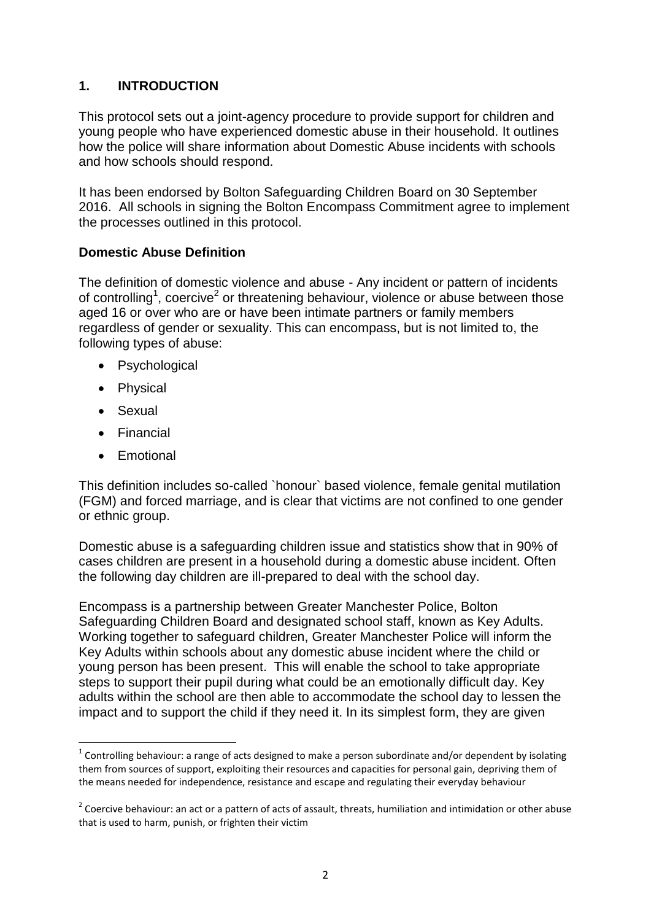## 1. INTRODUCTION

This protocol sets out a joint-agency procedure to provide support for children and young people who have experienced domestic abuse in their household. It outlines how the police will share information about Domestic Abuse incidents with schools and how schools should respond.

It has been endorsed by Bolton Safeguarding Children Board on 30 September 2016. All schools in signing the Bolton Encompass Commitment agree to implement the processes outlined in this protocol.

### Domestic Abuse Definition

The definition of domestic violence and abuse - Any incident or pattern of incidents of controlling[1], coercive[2] or threatening behaviour, violence or abuse between those aged 16 or over who are or have been intimate partners or family members regardless of gender or sexuality. This can encompass, but is not limited to, the following types of abuse:

- Psychological
- Physical
- Sexual
- Financial
- Emotional

This definition includes so-called `honour` based violence, female genital mutilation (FGM) and forced marriage, and is clear that victims are not confined to one gender or ethnic group.

Domestic abuse is a safeguarding children issue and statistics show that in 90% of cases children are present in a household during a domestic abuse incident. Often the following day children are ill-prepared to deal with the school day.

Encompass is a partnership between Greater Manchester Police, Bolton Safeguarding Children Board and designated school staff, known as Key Adults. Working together to safeguard children, Greater Manchester Police will inform the Key Adults within schools about any domestic abuse incident where the child or young person has been present. This will enable the school to take appropriate steps to support their pupil during what could be an emotionally difficult day. Key adults within the school are then able to accommodate the school day to lessen the impact and to support the child if they need it. In its simplest form, they are given

---

[1] Controlling behaviour: a range of acts designed to make a person subordinate and/or dependent by isolating them from sources of support, exploiting their resources and capacities for personal gain, depriving them of the means needed for independence, resistance and escape and regulating their everyday behaviour

[2] Coercive behaviour: an act or a pattern of acts of assault, threats, humiliation and intimidation or other abuse that is used to harm, punish, or frighten their victim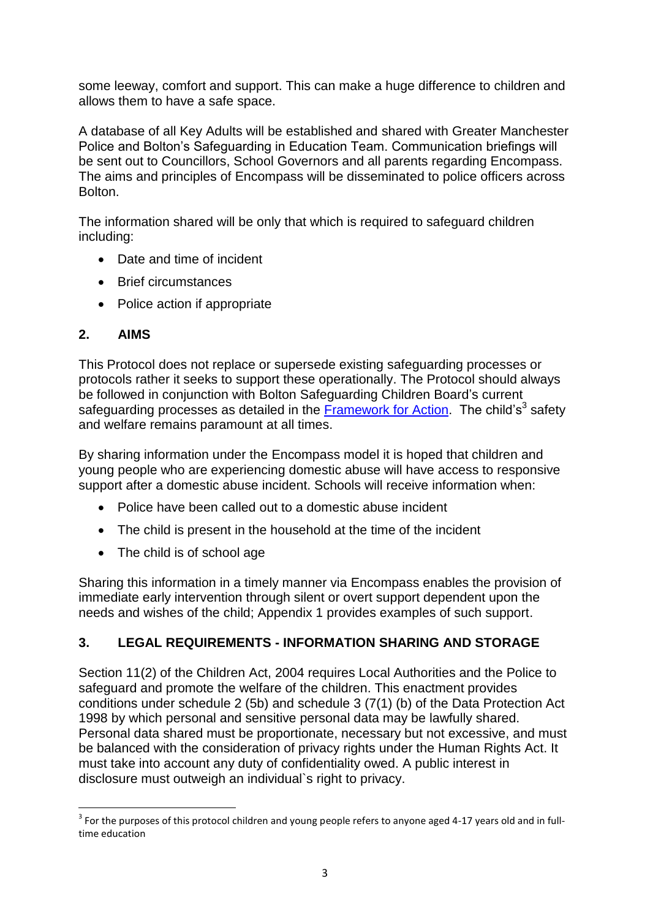some leeway, comfort and support. This can make a huge difference to children and allows them to have a safe space.

A database of all Key Adults will be established and shared with Greater Manchester Police and Bolton's Safeguarding in Education Team. Communication briefings will be sent out to Councillors, School Governors and all parents regarding Encompass. The aims and principles of Encompass will be disseminated to police officers across Bolton.

The information shared will be only that which is required to safeguard children including:

- Date and time of incident
- Brief circumstances
- Police action if appropriate

## 2. AIMS

This Protocol does not replace or supersede existing safeguarding processes or protocols rather it seeks to support these operationally. The Protocol should always be followed in conjunction with Bolton Safeguarding Children Board's current safeguarding processes as detailed in the Framework for Action. The child's[3] safety and welfare remains paramount at all times.

By sharing information under the Encompass model it is hoped that children and young people who are experiencing domestic abuse will have access to responsive support after a domestic abuse incident. Schools will receive information when:

- Police have been called out to a domestic abuse incident
- The child is present in the household at the time of the incident
- The child is of school age

Sharing this information in a timely manner via Encompass enables the provision of immediate early intervention through silent or overt support dependent upon the needs and wishes of the child; Appendix 1 provides examples of such support.

## 3. LEGAL REQUIREMENTS - INFORMATION SHARING AND STORAGE

Section 11(2) of the Children Act, 2004 requires Local Authorities and the Police to safeguard and promote the welfare of the children. This enactment provides conditions under schedule 2 (5b) and schedule 3 (7(1) (b) of the Data Protection Act 1998 by which personal and sensitive personal data may be lawfully shared. Personal data shared must be proportionate, necessary but not excessive, and must be balanced with the consideration of privacy rights under the Human Rights Act. It must take into account any duty of confidentiality owed. A public interest in disclosure must outweigh an individual`s right to privacy.

[3] For the purposes of this protocol children and young people refers to anyone aged 4-17 years old and in full-time education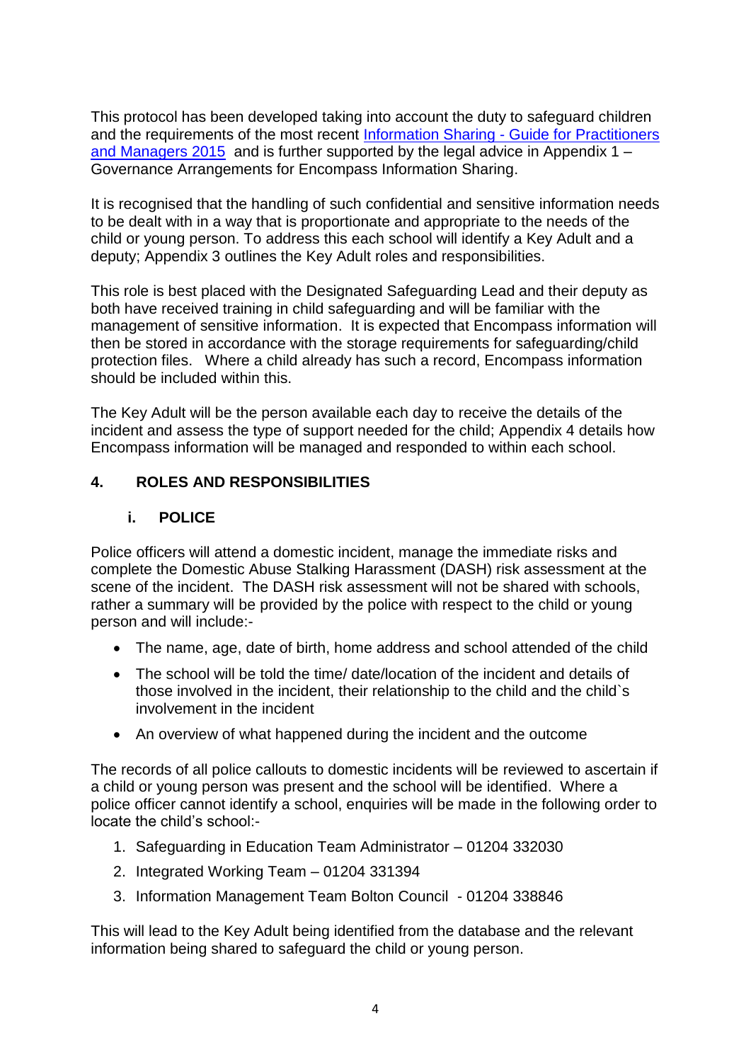This protocol has been developed taking into account the duty to safeguard children and the requirements of the most recent [Information Sharing - Guide for Practitioners and Managers 2015](#) and is further supported by the legal advice in Appendix 1 – Governance Arrangements for Encompass Information Sharing.

It is recognised that the handling of such confidential and sensitive information needs to be dealt with in a way that is proportionate and appropriate to the needs of the child or young person. To address this each school will identify a Key Adult and a deputy; Appendix 3 outlines the Key Adult roles and responsibilities.

This role is best placed with the Designated Safeguarding Lead and their deputy as both have received training in child safeguarding and will be familiar with the management of sensitive information. It is expected that Encompass information will then be stored in accordance with the storage requirements for safeguarding/child protection files. Where a child already has such a record, Encompass information should be included within this.

The Key Adult will be the person available each day to receive the details of the incident and assess the type of support needed for the child; Appendix 4 details how Encompass information will be managed and responded to within each school.

## 4. ROLES AND RESPONSIBILITIES

### i. POLICE

Police officers will attend a domestic incident, manage the immediate risks and complete the Domestic Abuse Stalking Harassment (DASH) risk assessment at the scene of the incident. The DASH risk assessment will not be shared with schools, rather a summary will be provided by the police with respect to the child or young person and will include:-

- The name, age, date of birth, home address and school attended of the child
- The school will be told the time/ date/location of the incident and details of those involved in the incident, their relationship to the child and the child`s involvement in the incident
- An overview of what happened during the incident and the outcome

The records of all police callouts to domestic incidents will be reviewed to ascertain if a child or young person was present and the school will be identified. Where a police officer cannot identify a school, enquiries will be made in the following order to locate the child's school:-

1. Safeguarding in Education Team Administrator – 01204 332030
2. Integrated Working Team – 01204 331394
3. Information Management Team Bolton Council - 01204 338846

This will lead to the Key Adult being identified from the database and the relevant information being shared to safeguard the child or young person.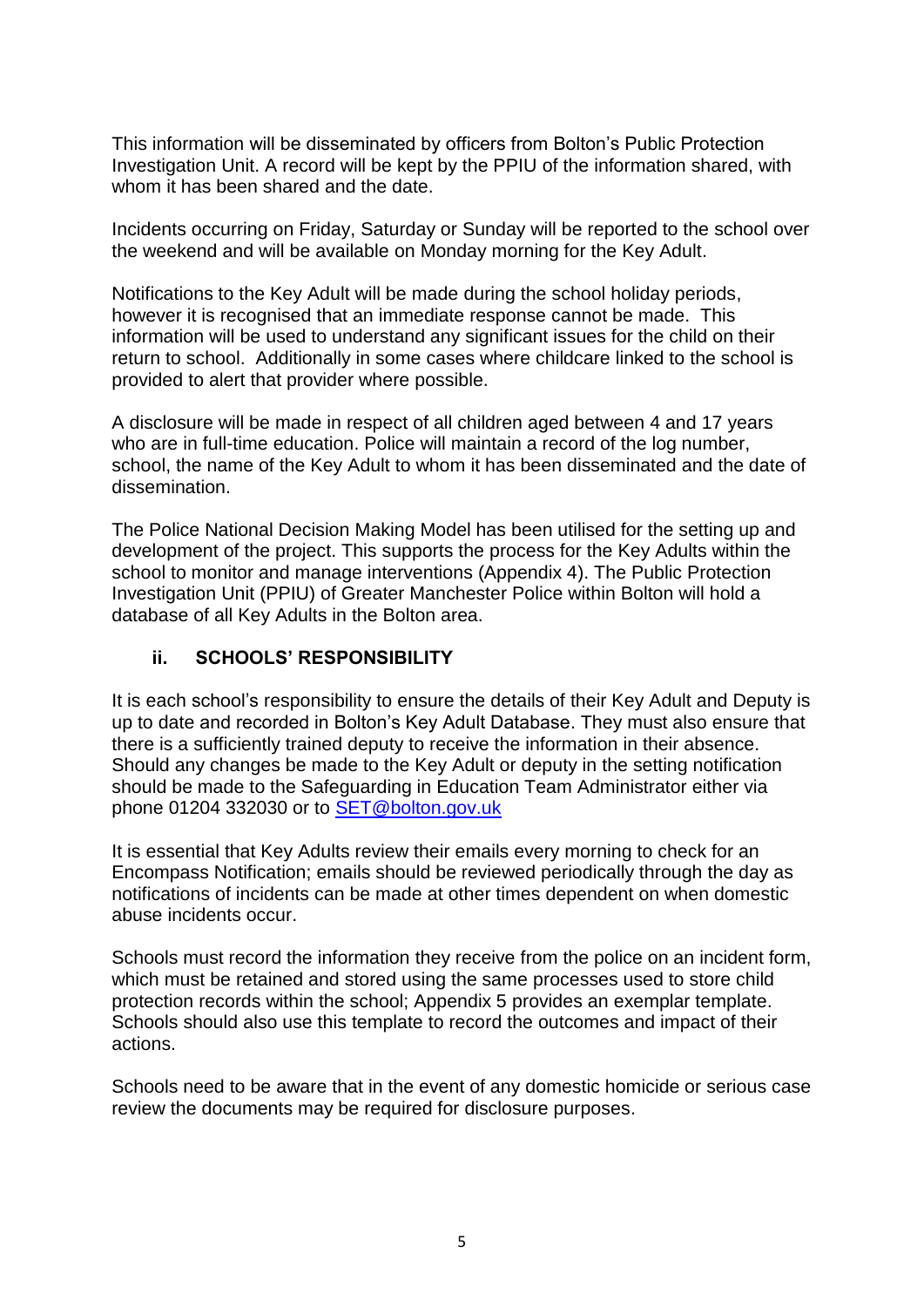This information will be disseminated by officers from Bolton's Public Protection Investigation Unit. A record will be kept by the PPIU of the information shared, with whom it has been shared and the date.

Incidents occurring on Friday, Saturday or Sunday will be reported to the school over the weekend and will be available on Monday morning for the Key Adult.

Notifications to the Key Adult will be made during the school holiday periods, however it is recognised that an immediate response cannot be made. This information will be used to understand any significant issues for the child on their return to school. Additionally in some cases where childcare linked to the school is provided to alert that provider where possible.

A disclosure will be made in respect of all children aged between 4 and 17 years who are in full-time education. Police will maintain a record of the log number, school, the name of the Key Adult to whom it has been disseminated and the date of dissemination.

The Police National Decision Making Model has been utilised for the setting up and development of the project. This supports the process for the Key Adults within the school to monitor and manage interventions (Appendix 4). The Public Protection Investigation Unit (PPIU) of Greater Manchester Police within Bolton will hold a database of all Key Adults in the Bolton area.

### ii. SCHOOLS' RESPONSIBILITY

It is each school's responsibility to ensure the details of their Key Adult and Deputy is up to date and recorded in Bolton's Key Adult Database. They must also ensure that there is a sufficiently trained deputy to receive the information in their absence. Should any changes be made to the Key Adult or deputy in the setting notification should be made to the Safeguarding in Education Team Administrator either via phone 01204 332030 or to SET@bolton.gov.uk

It is essential that Key Adults review their emails every morning to check for an Encompass Notification; emails should be reviewed periodically through the day as notifications of incidents can be made at other times dependent on when domestic abuse incidents occur.

Schools must record the information they receive from the police on an incident form, which must be retained and stored using the same processes used to store child protection records within the school; Appendix 5 provides an exemplar template. Schools should also use this template to record the outcomes and impact of their actions.

Schools need to be aware that in the event of any domestic homicide or serious case review the documents may be required for disclosure purposes.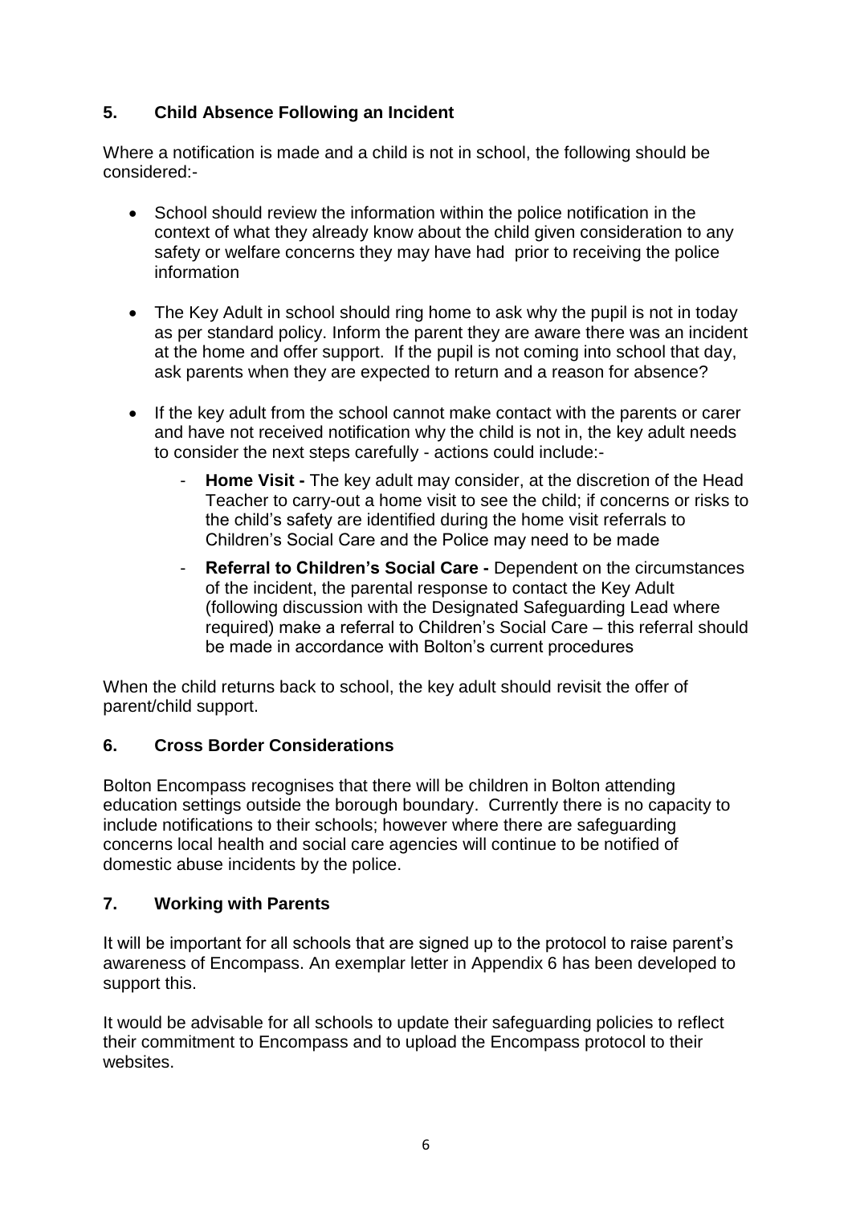## 5. Child Absence Following an Incident

Where a notification is made and a child is not in school, the following should be considered:-

- School should review the information within the police notification in the context of what they already know about the child given consideration to any safety or welfare concerns they may have had prior to receiving the police information

- The Key Adult in school should ring home to ask why the pupil is not in today as per standard policy. Inform the parent they are aware there was an incident at the home and offer support. If the pupil is not coming into school that day, ask parents when they are expected to return and a reason for absence?

- If the key adult from the school cannot make contact with the parents or carer and have not received notification why the child is not in, the key adult needs to consider the next steps carefully - actions could include:-
    - **Home Visit -** The key adult may consider, at the discretion of the Head Teacher to carry-out a home visit to see the child; if concerns or risks to the child's safety are identified during the home visit referrals to Children's Social Care and the Police may need to be made
    - **Referral to Children's Social Care -** Dependent on the circumstances of the incident, the parental response to contact the Key Adult (following discussion with the Designated Safeguarding Lead where required) make a referral to Children's Social Care – this referral should be made in accordance with Bolton's current procedures

When the child returns back to school, the key adult should revisit the offer of parent/child support.

## 6. Cross Border Considerations

Bolton Encompass recognises that there will be children in Bolton attending education settings outside the borough boundary. Currently there is no capacity to include notifications to their schools; however where there are safeguarding concerns local health and social care agencies will continue to be notified of domestic abuse incidents by the police.

## 7. Working with Parents

It will be important for all schools that are signed up to the protocol to raise parent's awareness of Encompass. An exemplar letter in Appendix 6 has been developed to support this.

It would be advisable for all schools to update their safeguarding policies to reflect their commitment to Encompass and to upload the Encompass protocol to their websites.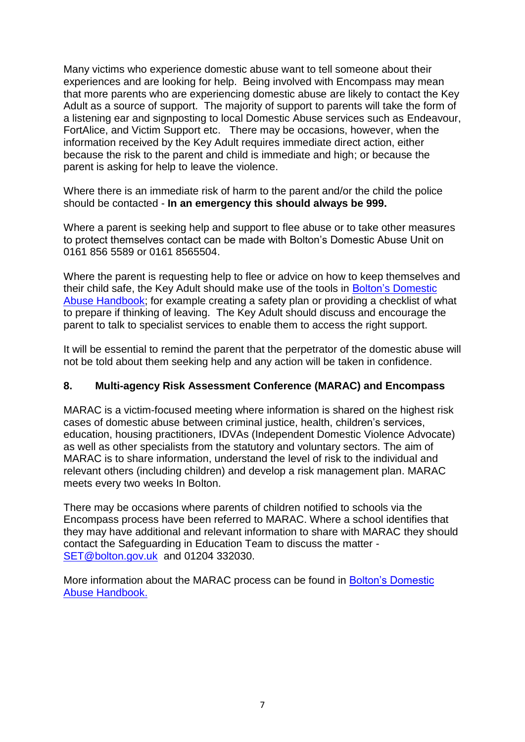Many victims who experience domestic abuse want to tell someone about their experiences and are looking for help. Being involved with Encompass may mean that more parents who are experiencing domestic abuse are likely to contact the Key Adult as a source of support. The majority of support to parents will take the form of a listening ear and signposting to local Domestic Abuse services such as Endeavour, FortAlice, and Victim Support etc. There may be occasions, however, when the information received by the Key Adult requires immediate direct action, either because the risk to the parent and child is immediate and high; or because the parent is asking for help to leave the violence.

Where there is an immediate risk of harm to the parent and/or the child the police should be contacted - **In an emergency this should always be 999.**

Where a parent is seeking help and support to flee abuse or to take other measures to protect themselves contact can be made with Bolton's Domestic Abuse Unit on 0161 856 5589 or 0161 8565504.

Where the parent is requesting help to flee or advice on how to keep themselves and their child safe, the Key Adult should make use of the tools in [Bolton's Domestic Abuse Handbook](); for example creating a safety plan or providing a checklist of what to prepare if thinking of leaving. The Key Adult should discuss and encourage the parent to talk to specialist services to enable them to access the right support.

It will be essential to remind the parent that the perpetrator of the domestic abuse will not be told about them seeking help and any action will be taken in confidence.

## 8. Multi-agency Risk Assessment Conference (MARAC) and Encompass

MARAC is a victim-focused meeting where information is shared on the highest risk cases of domestic abuse between criminal justice, health, children's services, education, housing practitioners, IDVAs (Independent Domestic Violence Advocate) as well as other specialists from the statutory and voluntary sectors. The aim of MARAC is to share information, understand the level of risk to the individual and relevant others (including children) and develop a risk management plan. MARAC meets every two weeks In Bolton.

There may be occasions where parents of children notified to schools via the Encompass process have been referred to MARAC. Where a school identifies that they may have additional and relevant information to share with MARAC they should contact the Safeguarding in Education Team to discuss the matter - SET@bolton.gov.uk and 01204 332030.

More information about the MARAC process can be found in [Bolton's Domestic Abuse Handbook.]()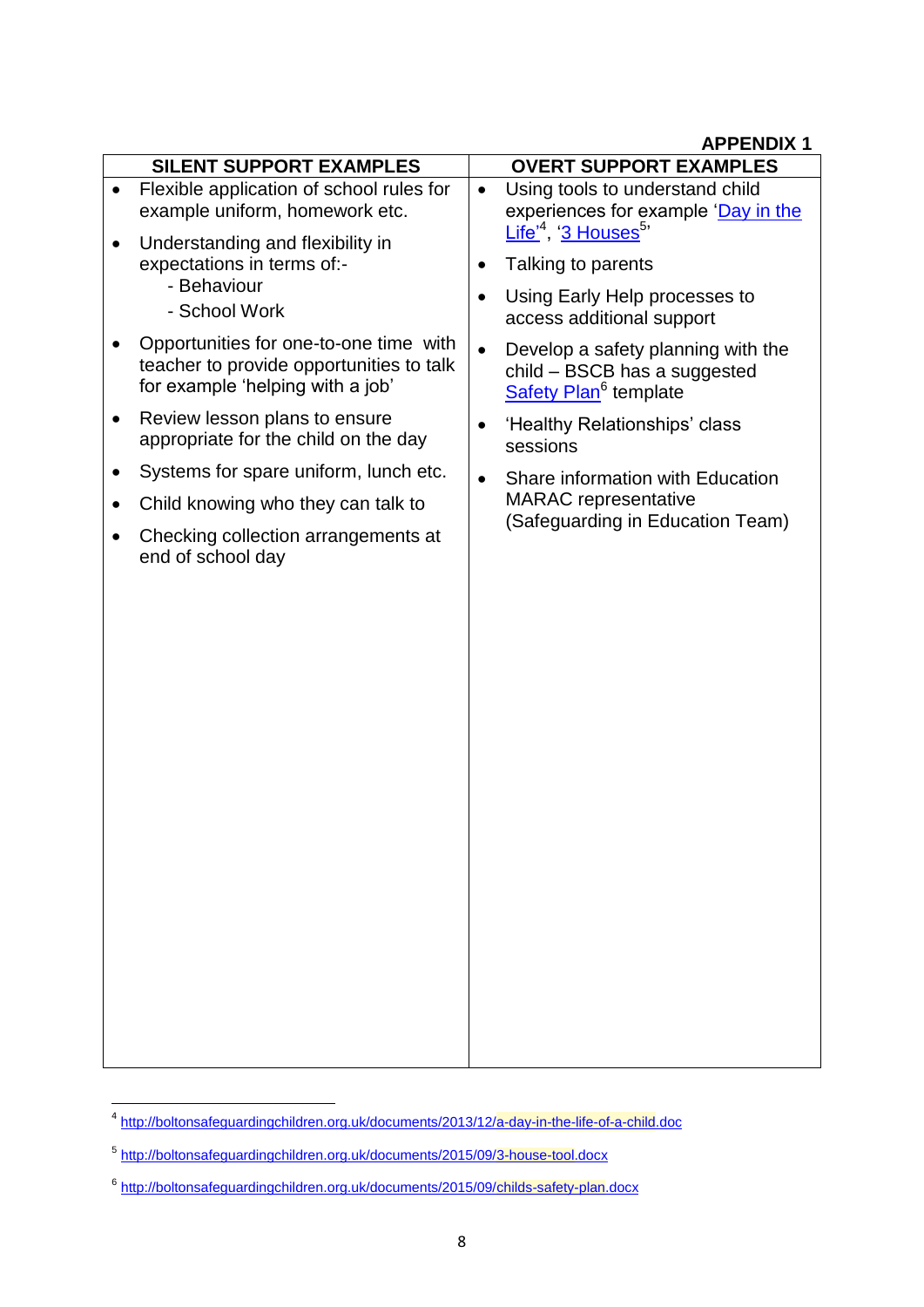**APPENDIX 1**

| SILENT SUPPORT EXAMPLES | OVERT SUPPORT EXAMPLES |
|---|---|
| • Flexible application of school rules for example uniform, homework etc.<br>• Understanding and flexibility in expectations in terms of:-<br>&nbsp;&nbsp;- Behaviour<br>&nbsp;&nbsp;- School Work<br>• Opportunities for one-to-one time with teacher to provide opportunities to talk for example 'helping with a job'<br>• Review lesson plans to ensure appropriate for the child on the day<br>• Systems for spare uniform, lunch etc.<br>• Child knowing who they can talk to<br>• Checking collection arrangements at end of school day | • Using tools to understand child experiences for example 'Day in the Life'[4], '3 Houses[5]'<br>• Talking to parents<br>• Using Early Help processes to access additional support<br>• Develop a safety planning with the child – BSCB has a suggested Safety Plan[6] template<br>• 'Healthy Relationships' class sessions<br>• Share information with Education MARAC representative (Safeguarding in Education Team) |

---

[4] http://boltonsafeguardingchildren.org.uk/documents/2013/12/a-day-in-the-life-of-a-child.doc

[5] http://boltonsafeguardingchildren.org.uk/documents/2015/09/3-house-tool.docx

[6] http://boltonsafeguardingchildren.org.uk/documents/2015/09/childs-safety-plan.docx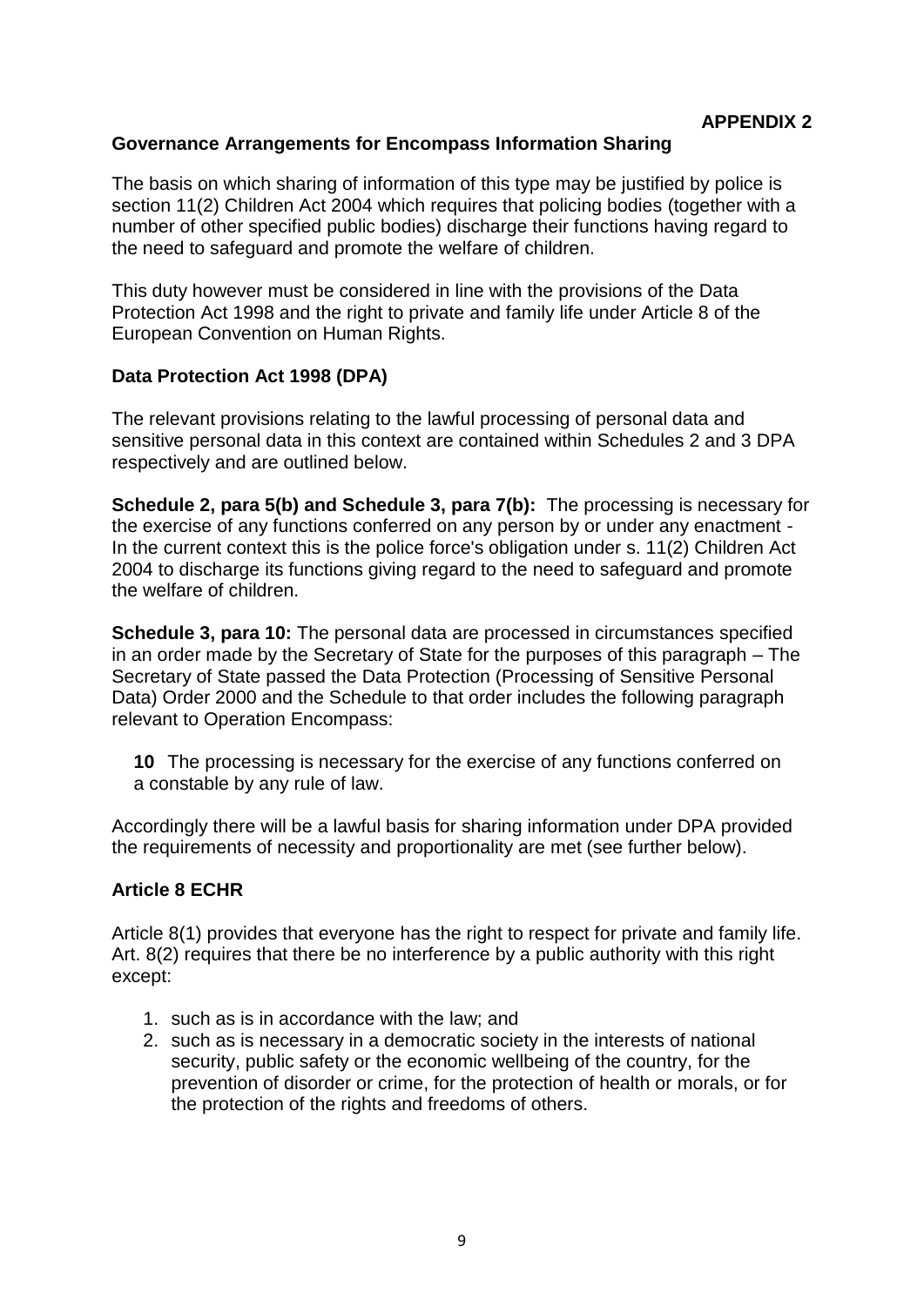**APPENDIX 2**

## Governance Arrangements for Encompass Information Sharing

The basis on which sharing of information of this type may be justified by police is section 11(2) Children Act 2004 which requires that policing bodies (together with a number of other specified public bodies) discharge their functions having regard to the need to safeguard and promote the welfare of children.

This duty however must be considered in line with the provisions of the Data Protection Act 1998 and the right to private and family life under Article 8 of the European Convention on Human Rights.

### Data Protection Act 1998 (DPA)

The relevant provisions relating to the lawful processing of personal data and sensitive personal data in this context are contained within Schedules 2 and 3 DPA respectively and are outlined below.

**Schedule 2, para 5(b) and Schedule 3, para 7(b):** The processing is necessary for the exercise of any functions conferred on any person by or under any enactment - In the current context this is the police force's obligation under s. 11(2) Children Act 2004 to discharge its functions giving regard to the need to safeguard and promote the welfare of children.

**Schedule 3, para 10:** The personal data are processed in circumstances specified in an order made by the Secretary of State for the purposes of this paragraph – The Secretary of State passed the Data Protection (Processing of Sensitive Personal Data) Order 2000 and the Schedule to that order includes the following paragraph relevant to Operation Encompass:

> **10** The processing is necessary for the exercise of any functions conferred on a constable by any rule of law.

Accordingly there will be a lawful basis for sharing information under DPA provided the requirements of necessity and proportionality are met (see further below).

### Article 8 ECHR

Article 8(1) provides that everyone has the right to respect for private and family life. Art. 8(2) requires that there be no interference by a public authority with this right except:

1. such as is in accordance with the law; and
2. such as is necessary in a democratic society in the interests of national security, public safety or the economic wellbeing of the country, for the prevention of disorder or crime, for the protection of health or morals, or for the protection of the rights and freedoms of others.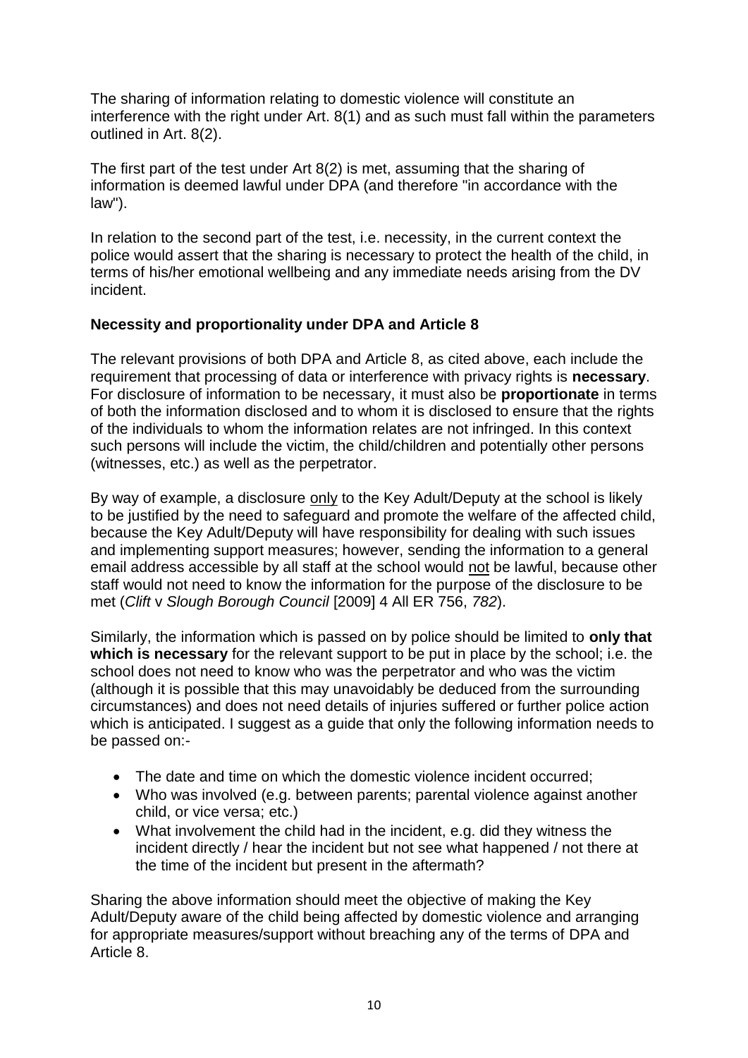The sharing of information relating to domestic violence will constitute an interference with the right under Art. 8(1) and as such must fall within the parameters outlined in Art. 8(2).

The first part of the test under Art 8(2) is met, assuming that the sharing of information is deemed lawful under DPA (and therefore "in accordance with the law").

In relation to the second part of the test, i.e. necessity, in the current context the police would assert that the sharing is necessary to protect the health of the child, in terms of his/her emotional wellbeing and any immediate needs arising from the DV incident.

**Necessity and proportionality under DPA and Article 8**

The relevant provisions of both DPA and Article 8, as cited above, each include the requirement that processing of data or interference with privacy rights is **necessary**. For disclosure of information to be necessary, it must also be **proportionate** in terms of both the information disclosed and to whom it is disclosed to ensure that the rights of the individuals to whom the information relates are not infringed. In this context such persons will include the victim, the child/children and potentially other persons (witnesses, etc.) as well as the perpetrator.

By way of example, a disclosure <u>only</u> to the Key Adult/Deputy at the school is likely to be justified by the need to safeguard and promote the welfare of the affected child, because the Key Adult/Deputy will have responsibility for dealing with such issues and implementing support measures; however, sending the information to a general email address accessible by all staff at the school would <u>not</u> be lawful, because other staff would not need to know the information for the purpose of the disclosure to be met (*Clift* v *Slough Borough Council* [2009] 4 All ER 756, *782*).

Similarly, the information which is passed on by police should be limited to **only that which is necessary** for the relevant support to be put in place by the school; i.e. the school does not need to know who was the perpetrator and who was the victim (although it is possible that this may unavoidably be deduced from the surrounding circumstances) and does not need details of injuries suffered or further police action which is anticipated. I suggest as a guide that only the following information needs to be passed on:-

- The date and time on which the domestic violence incident occurred;
- Who was involved (e.g. between parents; parental violence against another child, or vice versa; etc.)
- What involvement the child had in the incident, e.g. did they witness the incident directly / hear the incident but not see what happened / not there at the time of the incident but present in the aftermath?

Sharing the above information should meet the objective of making the Key Adult/Deputy aware of the child being affected by domestic violence and arranging for appropriate measures/support without breaching any of the terms of DPA and Article 8.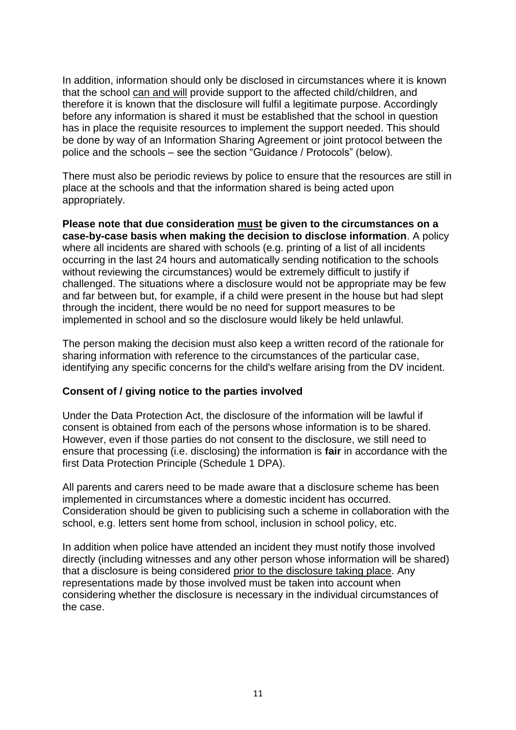In addition, information should only be disclosed in circumstances where it is known that the school can and will provide support to the affected child/children, and therefore it is known that the disclosure will fulfil a legitimate purpose. Accordingly before any information is shared it must be established that the school in question has in place the requisite resources to implement the support needed. This should be done by way of an Information Sharing Agreement or joint protocol between the police and the schools – see the section "Guidance / Protocols" (below).

There must also be periodic reviews by police to ensure that the resources are still in place at the schools and that the information shared is being acted upon appropriately.

**Please note that due consideration must be given to the circumstances on a case-by-case basis when making the decision to disclose information**. A policy where all incidents are shared with schools (e.g. printing of a list of all incidents occurring in the last 24 hours and automatically sending notification to the schools without reviewing the circumstances) would be extremely difficult to justify if challenged. The situations where a disclosure would not be appropriate may be few and far between but, for example, if a child were present in the house but had slept through the incident, there would be no need for support measures to be implemented in school and so the disclosure would likely be held unlawful.

The person making the decision must also keep a written record of the rationale for sharing information with reference to the circumstances of the particular case, identifying any specific concerns for the child's welfare arising from the DV incident.

### Consent of / giving notice to the parties involved

Under the Data Protection Act, the disclosure of the information will be lawful if consent is obtained from each of the persons whose information is to be shared. However, even if those parties do not consent to the disclosure, we still need to ensure that processing (i.e. disclosing) the information is **fair** in accordance with the first Data Protection Principle (Schedule 1 DPA).

All parents and carers need to be made aware that a disclosure scheme has been implemented in circumstances where a domestic incident has occurred. Consideration should be given to publicising such a scheme in collaboration with the school, e.g. letters sent home from school, inclusion in school policy, etc.

In addition when police have attended an incident they must notify those involved directly (including witnesses and any other person whose information will be shared) that a disclosure is being considered prior to the disclosure taking place. Any representations made by those involved must be taken into account when considering whether the disclosure is necessary in the individual circumstances of the case.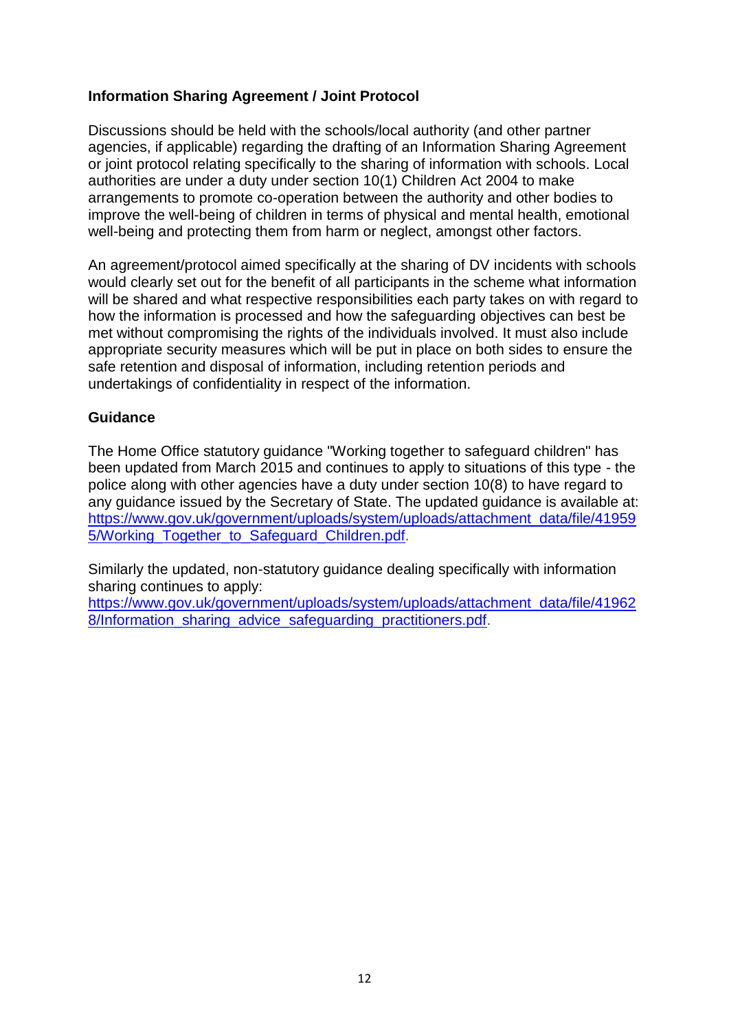**Information Sharing Agreement / Joint Protocol**

Discussions should be held with the schools/local authority (and other partner agencies, if applicable) regarding the drafting of an Information Sharing Agreement or joint protocol relating specifically to the sharing of information with schools. Local authorities are under a duty under section 10(1) Children Act 2004 to make arrangements to promote co-operation between the authority and other bodies to improve the well-being of children in terms of physical and mental health, emotional well-being and protecting them from harm or neglect, amongst other factors.

An agreement/protocol aimed specifically at the sharing of DV incidents with schools would clearly set out for the benefit of all participants in the scheme what information will be shared and what respective responsibilities each party takes on with regard to how the information is processed and how the safeguarding objectives can best be met without compromising the rights of the individuals involved. It must also include appropriate security measures which will be put in place on both sides to ensure the safe retention and disposal of information, including retention periods and undertakings of confidentiality in respect of the information.

**Guidance**

The Home Office statutory guidance "Working together to safeguard children" has been updated from March 2015 and continues to apply to situations of this type - the police along with other agencies have a duty under section 10(8) to have regard to any guidance issued by the Secretary of State. The updated guidance is available at: https://www.gov.uk/government/uploads/system/uploads/attachment_data/file/419595/Working_Together_to_Safeguard_Children.pdf.

Similarly the updated, non-statutory guidance dealing specifically with information sharing continues to apply:
https://www.gov.uk/government/uploads/system/uploads/attachment_data/file/419628/Information_sharing_advice_safeguarding_practitioners.pdf.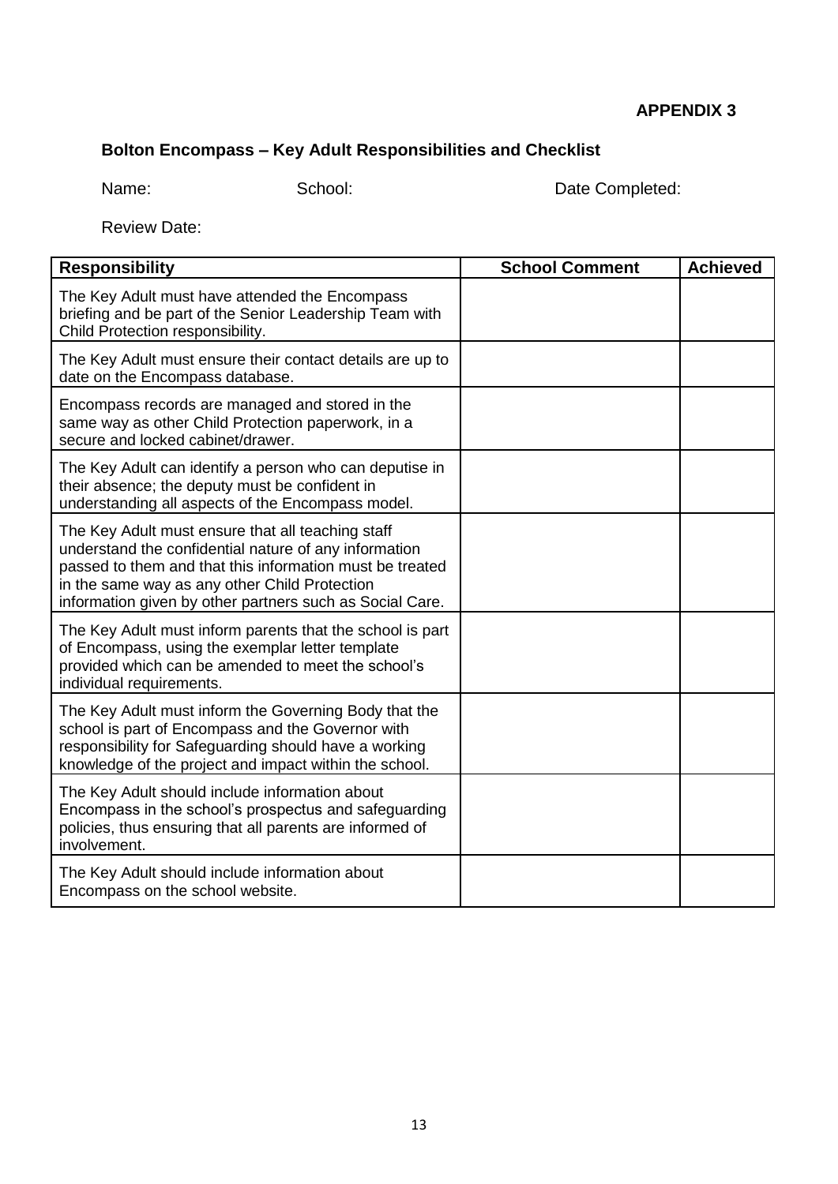**APPENDIX 3**

## Bolton Encompass – Key Adult Responsibilities and Checklist

Name: School: Date Completed:

Review Date:

| Responsibility | School Comment | Achieved |
|---|---|---|
| The Key Adult must have attended the Encompass briefing and be part of the Senior Leadership Team with Child Protection responsibility. | | |
| The Key Adult must ensure their contact details are up to date on the Encompass database. | | |
| Encompass records are managed and stored in the same way as other Child Protection paperwork, in a secure and locked cabinet/drawer. | | |
| The Key Adult can identify a person who can deputise in their absence; the deputy must be confident in understanding all aspects of the Encompass model. | | |
| The Key Adult must ensure that all teaching staff understand the confidential nature of any information passed to them and that this information must be treated in the same way as any other Child Protection information given by other partners such as Social Care. | | |
| The Key Adult must inform parents that the school is part of Encompass, using the exemplar letter template provided which can be amended to meet the school's individual requirements. | | |
| The Key Adult must inform the Governing Body that the school is part of Encompass and the Governor with responsibility for Safeguarding should have a working knowledge of the project and impact within the school. | | |
| The Key Adult should include information about Encompass in the school's prospectus and safeguarding policies, thus ensuring that all parents are informed of involvement. | | |
| The Key Adult should include information about Encompass on the school website. | | |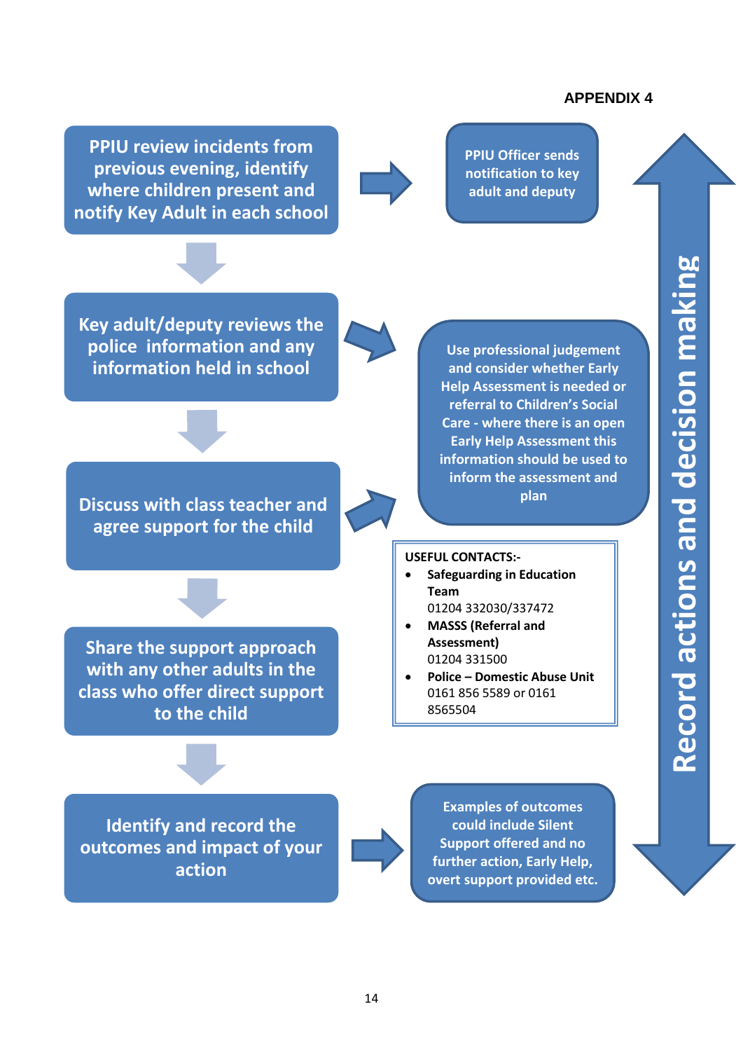**APPENDIX 4**

PPIU review incidents from previous evening, identify where children present and notify Key Adult in each school

PPIU Officer sends notification to key adult and deputy

Key adult/deputy reviews the police information and any information held in school

Use professional judgement and consider whether Early Help Assessment is needed or referral to Children's Social Care - where there is an open Early Help Assessment this information should be used to inform the assessment and plan

Discuss with class teacher and agree support for the child

**USEFUL CONTACTS:-**

- **Safeguarding in Education Team**
  01204 332030/337472
- **MASSS (Referral and Assessment)**
  01204 331500
- **Police – Domestic Abuse Unit**
  0161 856 5589 or 0161 8565504

Share the support approach with any other adults in the class who offer direct support to the child

Identify and record the outcomes and impact of your action

Examples of outcomes could include Silent Support offered and no further action, Early Help, overt support provided etc.

Record actions and decision making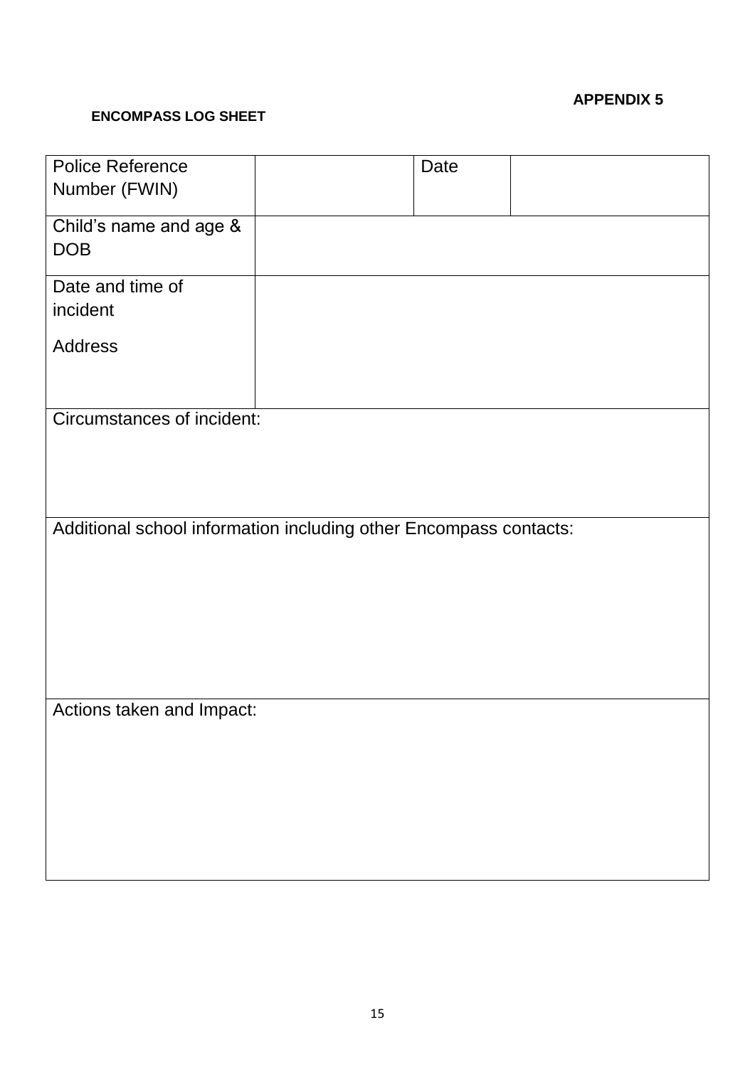**APPENDIX 5**

**ENCOMPASS LOG SHEET**

| Police Reference Number (FWIN) | | Date | |
|---|---|---|---|
| Child's name and age & DOB | | | |
| Date and time of incident<br><br>Address | | | |
| Circumstances of incident: | | | |
| Additional school information including other Encompass contacts: | | | |
| Actions taken and Impact: | | | |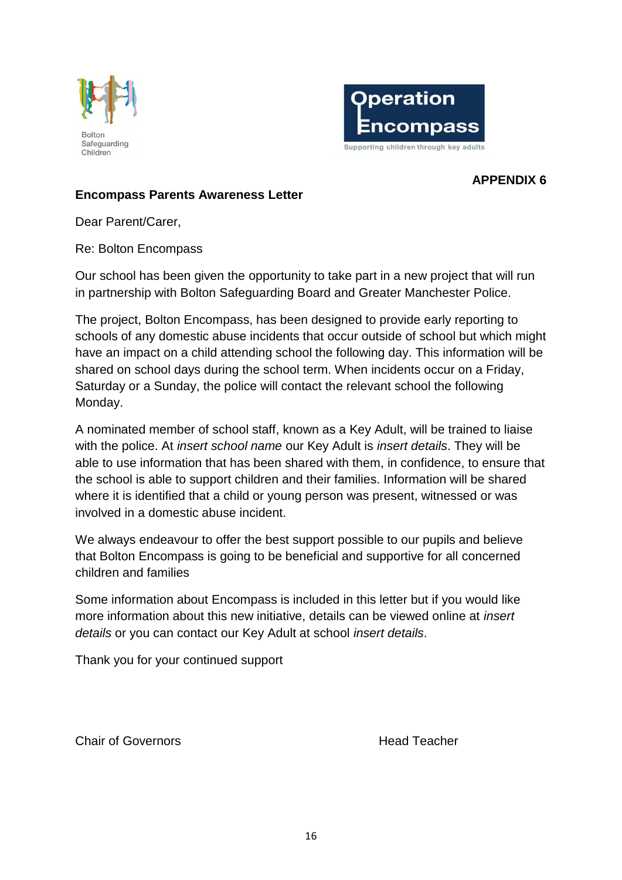Bolton Safeguarding Children

**Operation Encompass**
Supporting children through key adults

**APPENDIX 6**

**Encompass Parents Awareness Letter**

Dear Parent/Carer,

Re: Bolton Encompass

Our school has been given the opportunity to take part in a new project that will run in partnership with Bolton Safeguarding Board and Greater Manchester Police.

The project, Bolton Encompass, has been designed to provide early reporting to schools of any domestic abuse incidents that occur outside of school but which might have an impact on a child attending school the following day. This information will be shared on school days during the school term. When incidents occur on a Friday, Saturday or a Sunday, the police will contact the relevant school the following Monday.

A nominated member of school staff, known as a Key Adult, will be trained to liaise with the police. At *insert school name* our Key Adult is *insert details*. They will be able to use information that has been shared with them, in confidence, to ensure that the school is able to support children and their families. Information will be shared where it is identified that a child or young person was present, witnessed or was involved in a domestic abuse incident.

We always endeavour to offer the best support possible to our pupils and believe that Bolton Encompass is going to be beneficial and supportive for all concerned children and families

Some information about Encompass is included in this letter but if you would like more information about this new initiative, details can be viewed online at *insert details* or you can contact our Key Adult at school *insert details*.

Thank you for your continued support

Chair of Governors

Head Teacher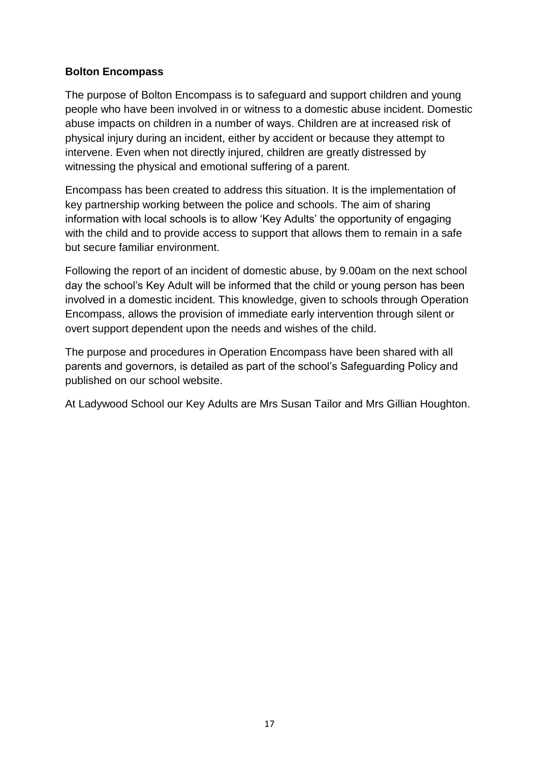**Bolton Encompass**

The purpose of Bolton Encompass is to safeguard and support children and young people who have been involved in or witness to a domestic abuse incident. Domestic abuse impacts on children in a number of ways. Children are at increased risk of physical injury during an incident, either by accident or because they attempt to intervene. Even when not directly injured, children are greatly distressed by witnessing the physical and emotional suffering of a parent.

Encompass has been created to address this situation. It is the implementation of key partnership working between the police and schools. The aim of sharing information with local schools is to allow 'Key Adults' the opportunity of engaging with the child and to provide access to support that allows them to remain in a safe but secure familiar environment.

Following the report of an incident of domestic abuse, by 9.00am on the next school day the school's Key Adult will be informed that the child or young person has been involved in a domestic incident. This knowledge, given to schools through Operation Encompass, allows the provision of immediate early intervention through silent or overt support dependent upon the needs and wishes of the child.

The purpose and procedures in Operation Encompass have been shared with all parents and governors, is detailed as part of the school's Safeguarding Policy and published on our school website.

At Ladywood School our Key Adults are Mrs Susan Tailor and Mrs Gillian Houghton.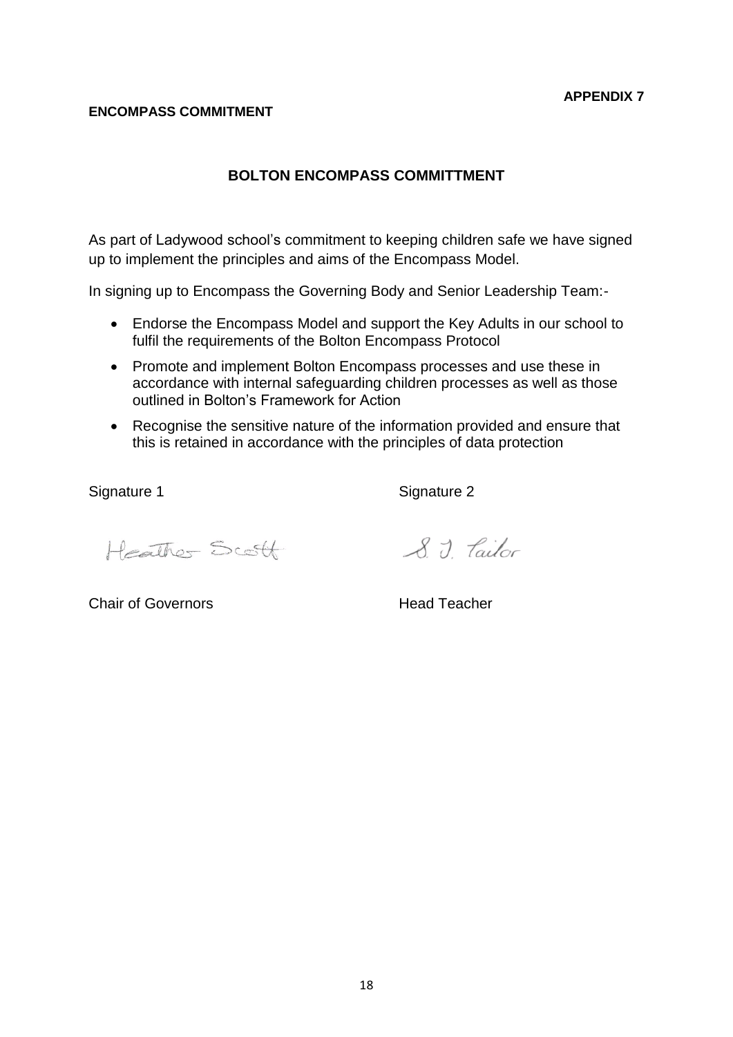**APPENDIX 7**

**ENCOMPASS COMMITMENT**

## BOLTON ENCOMPASS COMMITTMENT

As part of Ladywood school's commitment to keeping children safe we have signed up to implement the principles and aims of the Encompass Model.

In signing up to Encompass the Governing Body and Senior Leadership Team:-

- Endorse the Encompass Model and support the Key Adults in our school to fulfil the requirements of the Bolton Encompass Protocol
- Promote and implement Bolton Encompass processes and use these in accordance with internal safeguarding children processes as well as those outlined in Bolton's Framework for Action
- Recognise the sensitive nature of the information provided and ensure that this is retained in accordance with the principles of data protection

Signature 1

Heather Scott

Chair of Governors

Signature 2

S. J. Tailor

Head Teacher